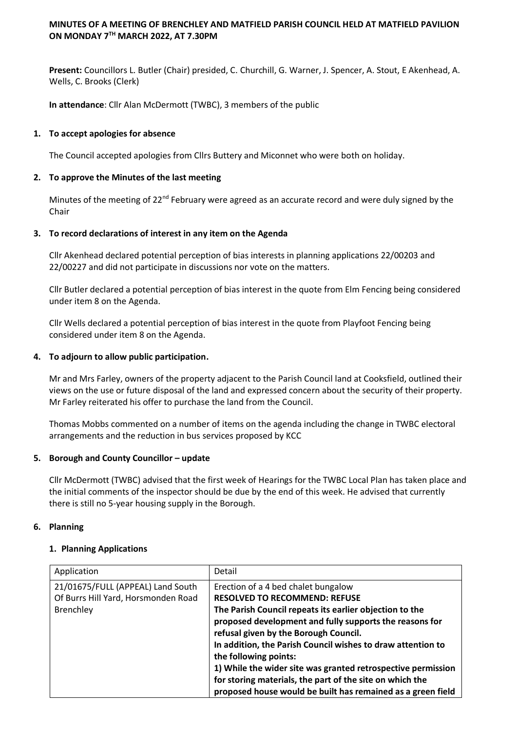# MINUTES OF A MEETING OF BRENCHLEY AND MATFIELD PARISH COUNCIL HELD AT MATFIELD PAVILION ON MONDAY 7TH MARCH 2022, AT 7.30PM

**Present:** Councillors L. Butler (Chair) presided, C. Churchill, G. Warner, J. Spencer, A. Stout, E Akenhead, A. Wells, C. Brooks (Clerk)

**In attendance**: Cllr Alan McDermott (TWBC), 3 members of the public

## 1. To accept apologies for absence

The Council accepted apologies from Cllrs Buttery and Miconnet who were both on holiday.

## 2. To approve the Minutes of the last meeting

Minutes of the meeting of 22nd February were agreed as an accurate record and were duly signed by the Chair

## 3. To record declarations of interest in any item on the Agenda

Cllr Akenhead declared potential perception of bias interests in planning applications 22/00203 and 22/00227 and did not participate in discussions nor vote on the matters.

Cllr Butler declared a potential perception of bias interest in the quote from Elm Fencing being considered under item 8 on the Agenda.

Cllr Wells declared a potential perception of bias interest in the quote from Playfoot Fencing being considered under item 8 on the Agenda.

## 4. To adjourn to allow public participation.

Mr and Mrs Farley, owners of the property adjacent to the Parish Council land at Cooksfield, outlined their views on the use or future disposal of the land and expressed concern about the security of their property. Mr Farley reiterated his offer to purchase the land from the Council.

Thomas Mobbs commented on a number of items on the agenda including the change in TWBC electoral arrangements and the reduction in bus services proposed by KCC

## 5. Borough and County Councillor – update

Cllr McDermott (TWBC) advised that the first week of Hearings for the TWBC Local Plan has taken place and the initial comments of the inspector should be due by the end of this week. He advised that currently there is still no 5-year housing supply in the Borough.

## 6. Planning

### 1. Planning Applications

| Application | Detail |
|---|---|
| 21/01675/FULL (APPEAL) Land South Of Burrs Hill Yard, Horsmonden Road Brenchley | Erection of a 4 bed chalet bungalow<br>**RESOLVED TO RECOMMEND: REFUSE**<br>**The Parish Council repeats its earlier objection to the proposed development and fully supports the reasons for refusal given by the Borough Council.**<br>**In addition, the Parish Council wishes to draw attention to the following points:**<br>**1) While the wider site was granted retrospective permission for storing materials, the part of the site on which the proposed house would be built has remained as a green field** |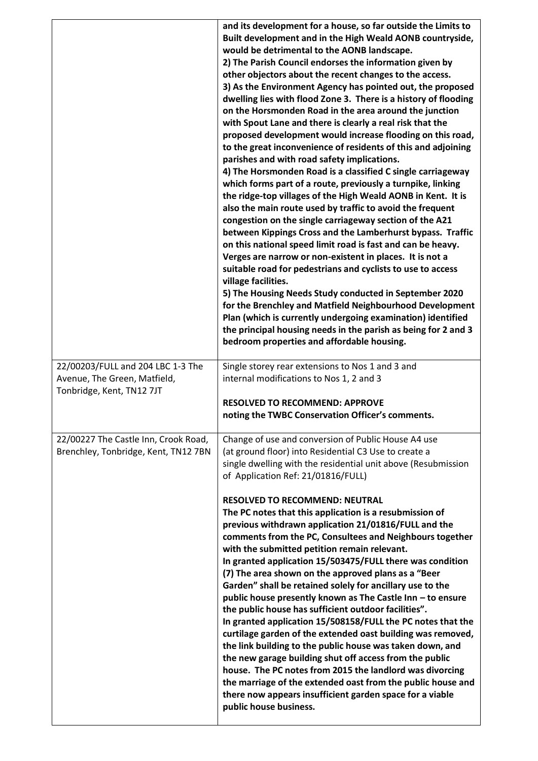| | |
|---|---|
| | **and its development for a house, so far outside the Limits to Built development and in the High Weald AONB countryside, would be detrimental to the AONB landscape.**<br>**2) The Parish Council endorses the information given by other objectors about the recent changes to the access.**<br>**3) As the Environment Agency has pointed out, the proposed dwelling lies with flood Zone 3. There is a history of flooding on the Horsmonden Road in the area around the junction with Spout Lane and there is clearly a real risk that the proposed development would increase flooding on this road, to the great inconvenience of residents of this and adjoining parishes and with road safety implications.**<br>**4) The Horsmonden Road is a classified C single carriageway which forms part of a route, previously a turnpike, linking the ridge-top villages of the High Weald AONB in Kent. It is also the main route used by traffic to avoid the frequent congestion on the single carriageway section of the A21 between Kippings Cross and the Lamberhurst bypass. Traffic on this national speed limit road is fast and can be heavy. Verges are narrow or non-existent in places. It is not a suitable road for pedestrians and cyclists to use to access village facilities.**<br>**5) The Housing Needs Study conducted in September 2020 for the Brenchley and Matfield Neighbourhood Development Plan (which is currently undergoing examination) identified the principal housing needs in the parish as being for 2 and 3 bedroom properties and affordable housing.** |
| 22/00203/FULL and 204 LBC 1-3 The Avenue, The Green, Matfield, Tonbridge, Kent, TN12 7JT | Single storey rear extensions to Nos 1 and 3 and internal modifications to Nos 1, 2 and 3<br><br>**RESOLVED TO RECOMMEND: APPROVE**<br>**noting the TWBC Conservation Officer's comments.** |
| 22/00227 The Castle Inn, Crook Road, Brenchley, Tonbridge, Kent, TN12 7BN | Change of use and conversion of Public House A4 use (at ground floor) into Residential C3 Use to create a single dwelling with the residential unit above (Resubmission of Application Ref: 21/01816/FULL)<br><br>**RESOLVED TO RECOMMEND: NEUTRAL**<br>**The PC notes that this application is a resubmission of previous withdrawn application 21/01816/FULL and the comments from the PC, Consultees and Neighbours together with the submitted petition remain relevant.**<br>**In granted application 15/503475/FULL there was condition (7) The area shown on the approved plans as a "Beer Garden" shall be retained solely for ancillary use to the public house presently known as The Castle Inn – to ensure the public house has sufficient outdoor facilities".**<br>**In granted application 15/508158/FULL the PC notes that the curtilage garden of the extended oast building was removed, the link building to the public house was taken down, and the new garage building shut off access from the public house. The PC notes from 2015 the landlord was divorcing the marriage of the extended oast from the public house and there now appears insufficient garden space for a viable public house business.** |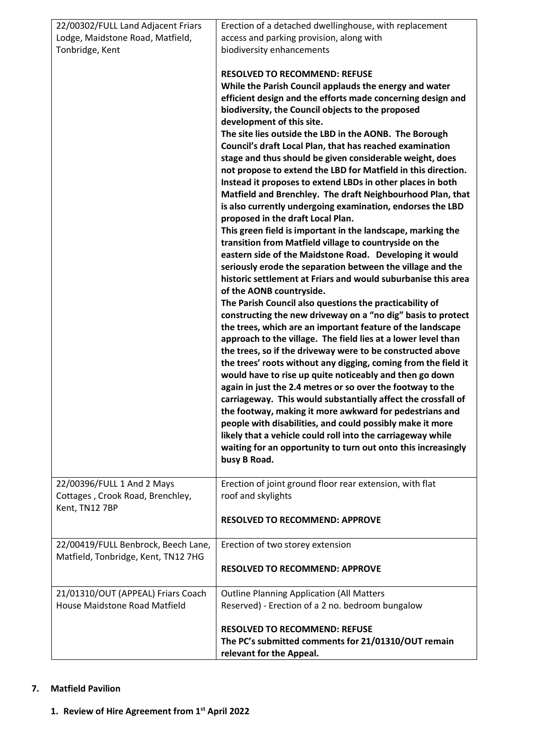| | |
|---|---|
| 22/00302/FULL Land Adjacent Friars Lodge, Maidstone Road, Matfield, Tonbridge, Kent | Erection of a detached dwellinghouse, with replacement access and parking provision, along with biodiversity enhancements<br><br>**RESOLVED TO RECOMMEND: REFUSE**<br>**While the Parish Council applauds the energy and water efficient design and the efforts made concerning design and biodiversity, the Council objects to the proposed development of this site.**<br>**The site lies outside the LBD in the AONB. The Borough Council's draft Local Plan, that has reached examination stage and thus should be given considerable weight, does not propose to extend the LBD for Matfield in this direction. Instead it proposes to extend LBDs in other places in both Matfield and Brenchley. The draft Neighbourhood Plan, that is also currently undergoing examination, endorses the LBD proposed in the draft Local Plan.**<br>**This green field is important in the landscape, marking the transition from Matfield village to countryside on the eastern side of the Maidstone Road. Developing it would seriously erode the separation between the village and the historic settlement at Friars and would suburbanise this area of the AONB countryside.**<br>**The Parish Council also questions the practicability of constructing the new driveway on a "no dig" basis to protect the trees, which are an important feature of the landscape approach to the village. The field lies at a lower level than the trees, so if the driveway were to be constructed above the trees' roots without any digging, coming from the field it would have to rise up quite noticeably and then go down again in just the 2.4 metres or so over the footway to the carriageway. This would substantially affect the crossfall of the footway, making it more awkward for pedestrians and people with disabilities, and could possibly make it more likely that a vehicle could roll into the carriageway while waiting for an opportunity to turn out onto this increasingly busy B Road.** |
| 22/00396/FULL 1 And 2 Mays Cottages , Crook Road, Brenchley, Kent, TN12 7BP | Erection of joint ground floor rear extension, with flat roof and skylights<br><br>**RESOLVED TO RECOMMEND: APPROVE** |
| 22/00419/FULL Benbrock, Beech Lane, Matfield, Tonbridge, Kent, TN12 7HG | Erection of two storey extension<br><br>**RESOLVED TO RECOMMEND: APPROVE** |
| 21/01310/OUT (APPEAL) Friars Coach House Maidstone Road Matfield | Outline Planning Application (All Matters Reserved) - Erection of a 2 no. bedroom bungalow<br><br>**RESOLVED TO RECOMMEND: REFUSE**<br>**The PC's submitted comments for 21/01310/OUT remain relevant for the Appeal.** |

## 7. Matfield Pavilion

**1. Review of Hire Agreement from 1st April 2022**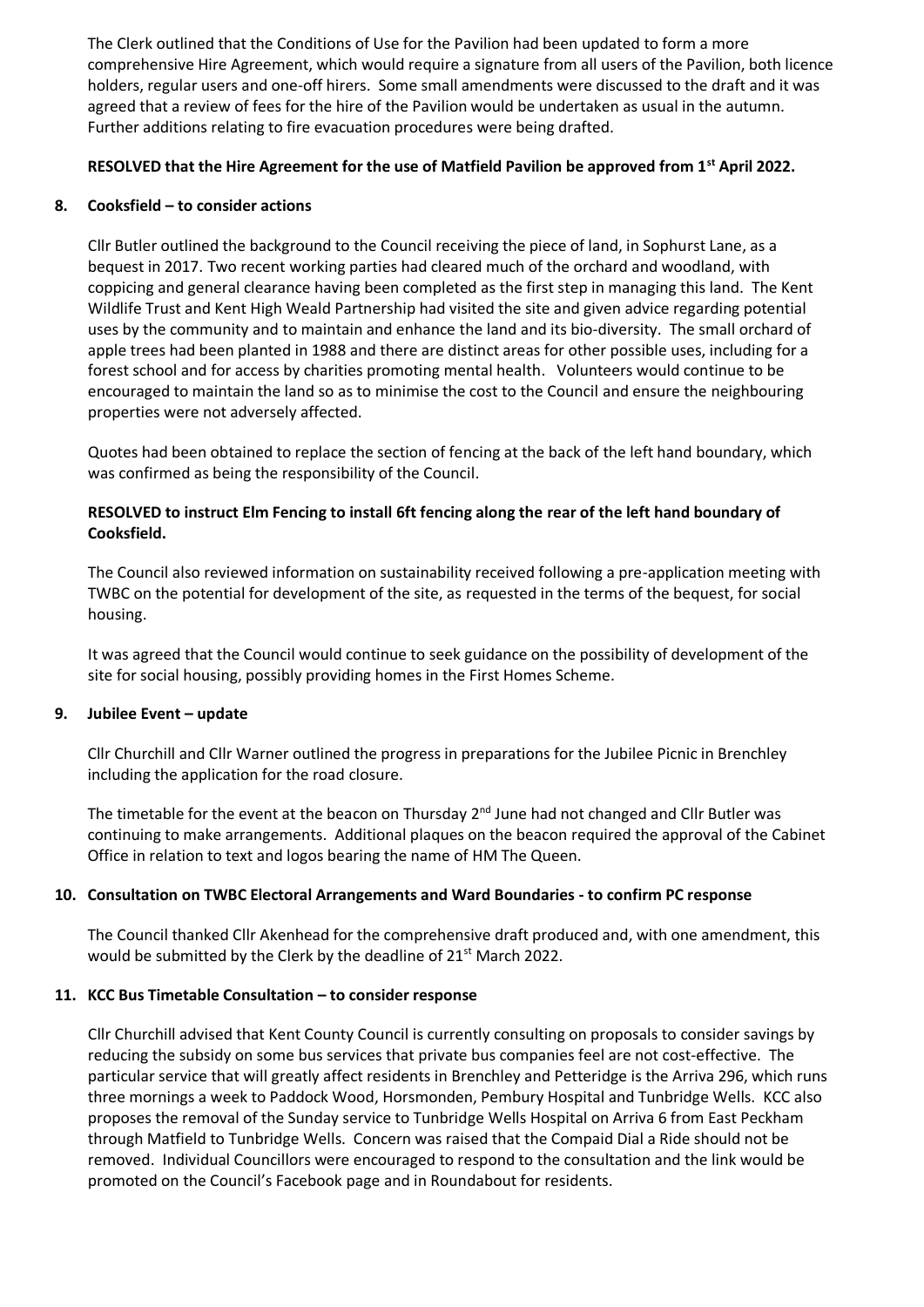The Clerk outlined that the Conditions of Use for the Pavilion had been updated to form a more comprehensive Hire Agreement, which would require a signature from all users of the Pavilion, both licence holders, regular users and one-off hirers. Some small amendments were discussed to the draft and it was agreed that a review of fees for the hire of the Pavilion would be undertaken as usual in the autumn. Further additions relating to fire evacuation procedures were being drafted.

**RESOLVED that the Hire Agreement for the use of Matfield Pavilion be approved from 1st April 2022.**

### 8. Cooksfield – to consider actions

Cllr Butler outlined the background to the Council receiving the piece of land, in Sophurst Lane, as a bequest in 2017. Two recent working parties had cleared much of the orchard and woodland, with coppicing and general clearance having been completed as the first step in managing this land. The Kent Wildlife Trust and Kent High Weald Partnership had visited the site and given advice regarding potential uses by the community and to maintain and enhance the land and its bio-diversity. The small orchard of apple trees had been planted in 1988 and there are distinct areas for other possible uses, including for a forest school and for access by charities promoting mental health. Volunteers would continue to be encouraged to maintain the land so as to minimise the cost to the Council and ensure the neighbouring properties were not adversely affected.

Quotes had been obtained to replace the section of fencing at the back of the left hand boundary, which was confirmed as being the responsibility of the Council.

**RESOLVED to instruct Elm Fencing to install 6ft fencing along the rear of the left hand boundary of Cooksfield.**

The Council also reviewed information on sustainability received following a pre-application meeting with TWBC on the potential for development of the site, as requested in the terms of the bequest, for social housing.

It was agreed that the Council would continue to seek guidance on the possibility of development of the site for social housing, possibly providing homes in the First Homes Scheme.

### 9. Jubilee Event – update

Cllr Churchill and Cllr Warner outlined the progress in preparations for the Jubilee Picnic in Brenchley including the application for the road closure.

The timetable for the event at the beacon on Thursday 2nd June had not changed and Cllr Butler was continuing to make arrangements. Additional plaques on the beacon required the approval of the Cabinet Office in relation to text and logos bearing the name of HM The Queen.

### 10. Consultation on TWBC Electoral Arrangements and Ward Boundaries - to confirm PC response

The Council thanked Cllr Akenhead for the comprehensive draft produced and, with one amendment, this would be submitted by the Clerk by the deadline of 21st March 2022.

### 11. KCC Bus Timetable Consultation – to consider response

Cllr Churchill advised that Kent County Council is currently consulting on proposals to consider savings by reducing the subsidy on some bus services that private bus companies feel are not cost-effective. The particular service that will greatly affect residents in Brenchley and Petteridge is the Arriva 296, which runs three mornings a week to Paddock Wood, Horsmonden, Pembury Hospital and Tunbridge Wells. KCC also proposes the removal of the Sunday service to Tunbridge Wells Hospital on Arriva 6 from East Peckham through Matfield to Tunbridge Wells. Concern was raised that the Compaid Dial a Ride should not be removed. Individual Councillors were encouraged to respond to the consultation and the link would be promoted on the Council's Facebook page and in Roundabout for residents.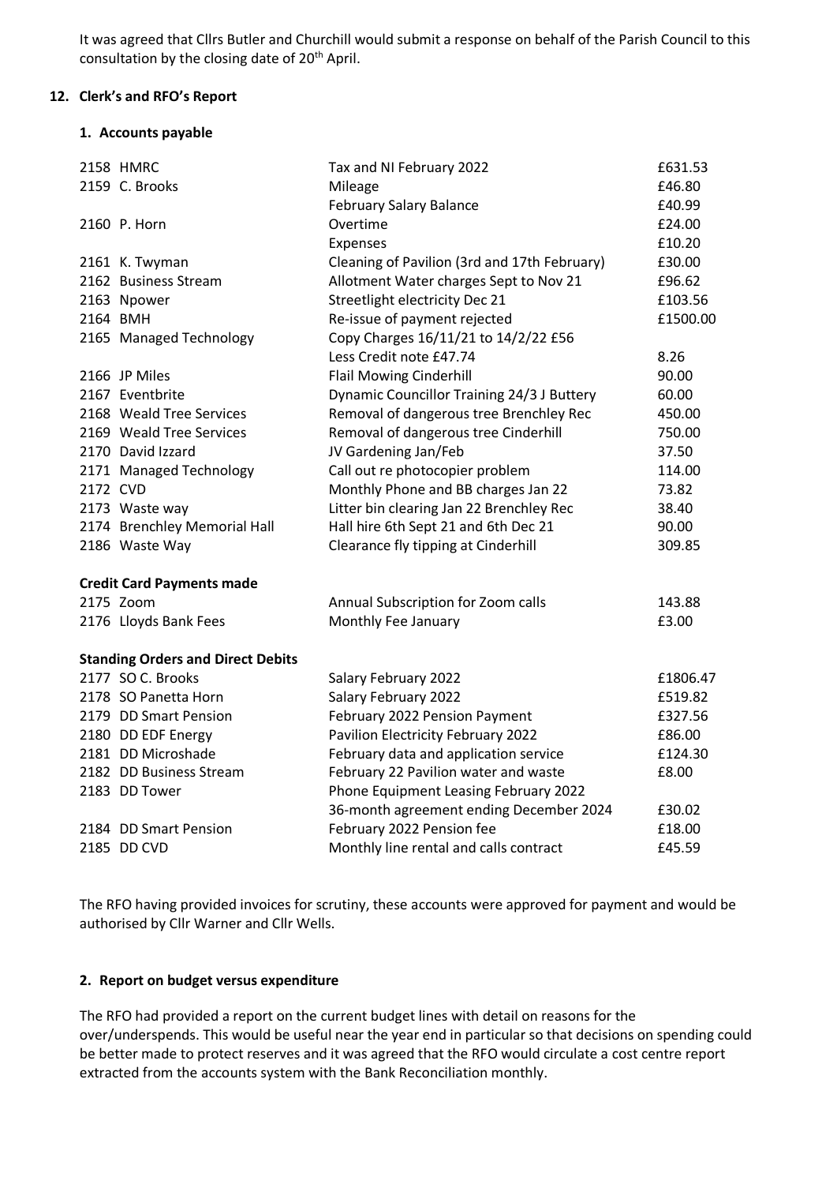It was agreed that Cllrs Butler and Churchill would submit a response on behalf of the Parish Council to this consultation by the closing date of 20th April.

## 12. Clerk's and RFO's Report

### 1. Accounts payable

| | | |
|---|---|---|
| 2158 HMRC | Tax and NI February 2022 | £631.53 |
| 2159 C. Brooks | Mileage | £46.80 |
| | February Salary Balance | £40.99 |
| 2160 P. Horn | Overtime | £24.00 |
| | Expenses | £10.20 |
| 2161 K. Twyman | Cleaning of Pavilion (3rd and 17th February) | £30.00 |
| 2162 Business Stream | Allotment Water charges Sept to Nov 21 | £96.62 |
| 2163 Npower | Streetlight electricity Dec 21 | £103.56 |
| 2164 BMH | Re-issue of payment rejected | £1500.00 |
| 2165 Managed Technology | Copy Charges 16/11/21 to 14/2/22 £56 | |
| | Less Credit note £47.74 | 8.26 |
| 2166 JP Miles | Flail Mowing Cinderhill | 90.00 |
| 2167 Eventbrite | Dynamic Councillor Training 24/3 J Buttery | 60.00 |
| 2168 Weald Tree Services | Removal of dangerous tree Brenchley Rec | 450.00 |
| 2169 Weald Tree Services | Removal of dangerous tree Cinderhill | 750.00 |
| 2170 David Izzard | JV Gardening Jan/Feb | 37.50 |
| 2171 Managed Technology | Call out re photocopier problem | 114.00 |
| 2172 CVD | Monthly Phone and BB charges Jan 22 | 73.82 |
| 2173 Waste way | Litter bin clearing Jan 22 Brenchley Rec | 38.40 |
| 2174 Brenchley Memorial Hall | Hall hire 6th Sept 21 and 6th Dec 21 | 90.00 |
| 2186 Waste Way | Clearance fly tipping at Cinderhill | 309.85 |
| **Credit Card Payments made** | | |
| 2175 Zoom | Annual Subscription for Zoom calls | 143.88 |
| 2176 Lloyds Bank Fees | Monthly Fee January | £3.00 |
| **Standing Orders and Direct Debits** | | |
| 2177 SO C. Brooks | Salary February 2022 | £1806.47 |
| 2178 SO Panetta Horn | Salary February 2022 | £519.82 |
| 2179 DD Smart Pension | February 2022 Pension Payment | £327.56 |
| 2180 DD EDF Energy | Pavilion Electricity February 2022 | £86.00 |
| 2181 DD Microshade | February data and application service | £124.30 |
| 2182 DD Business Stream | February 22 Pavilion water and waste | £8.00 |
| 2183 DD Tower | Phone Equipment Leasing February 2022 | |
| | 36-month agreement ending December 2024 | £30.02 |
| 2184 DD Smart Pension | February 2022 Pension fee | £18.00 |
| 2185 DD CVD | Monthly line rental and calls contract | £45.59 |

The RFO having provided invoices for scrutiny, these accounts were approved for payment and would be authorised by Cllr Warner and Cllr Wells.

### 2. Report on budget versus expenditure

The RFO had provided a report on the current budget lines with detail on reasons for the over/underspends. This would be useful near the year end in particular so that decisions on spending could be better made to protect reserves and it was agreed that the RFO would circulate a cost centre report extracted from the accounts system with the Bank Reconciliation monthly.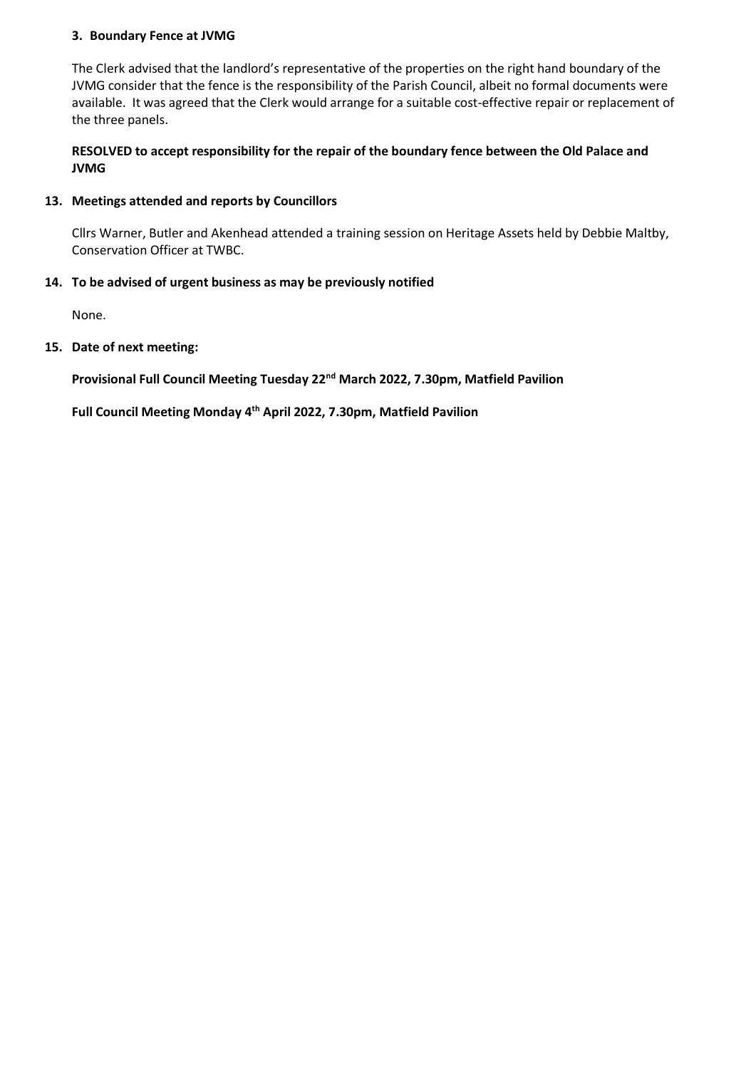**3. Boundary Fence at JVMG**

The Clerk advised that the landlord's representative of the properties on the right hand boundary of the JVMG consider that the fence is the responsibility of the Parish Council, albeit no formal documents were available. It was agreed that the Clerk would arrange for a suitable cost-effective repair or replacement of the three panels.

**RESOLVED to accept responsibility for the repair of the boundary fence between the Old Palace and JVMG**

**13. Meetings attended and reports by Councillors**

Cllrs Warner, Butler and Akenhead attended a training session on Heritage Assets held by Debbie Maltby, Conservation Officer at TWBC.

**14. To be advised of urgent business as may be previously notified**

None.

**15. Date of next meeting:**

**Provisional Full Council Meeting Tuesday 22nd March 2022, 7.30pm, Matfield Pavilion**

**Full Council Meeting Monday 4th April 2022, 7.30pm, Matfield Pavilion**